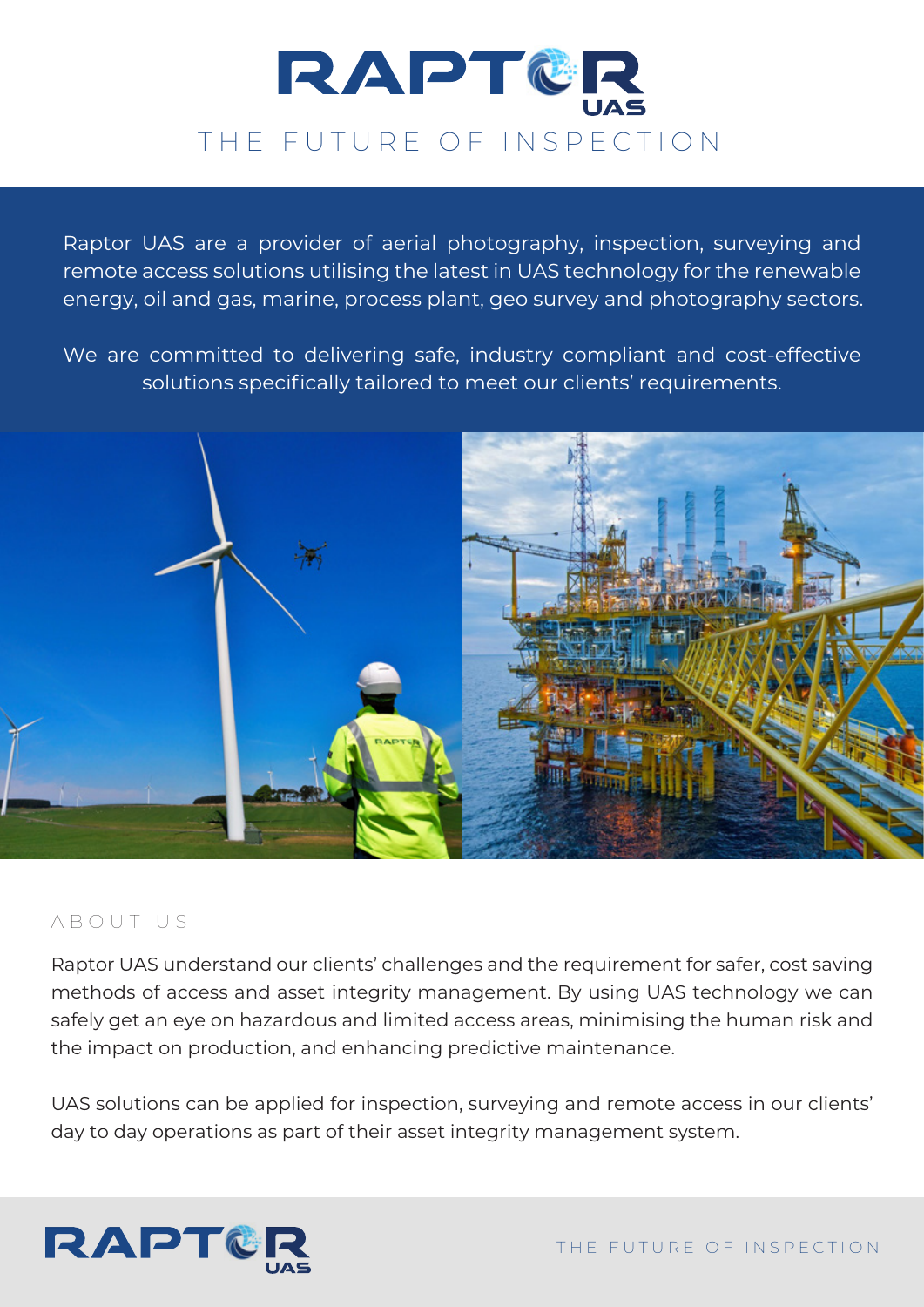# RAPTOR UAS

THE FUTURE OF INSPECTION

Raptor UAS are a provider of aerial photography, inspection, surveying and remote access solutions utilising the latest in UAS technology for the renewable energy, oil and gas, marine, process plant, geo survey and photography sectors.

We are committed to delivering safe, industry compliant and cost-effective solutions specifically tailored to meet our clients' requirements.

## ABOUT US

Raptor UAS understand our clients' challenges and the requirement for safer, cost saving methods of access and asset integrity management. By using UAS technology we can safely get an eye on hazardous and limited access areas, minimising the human risk and the impact on production, and enhancing predictive maintenance.

UAS solutions can be applied for inspection, surveying and remote access in our clients' day to day operations as part of their asset integrity management system.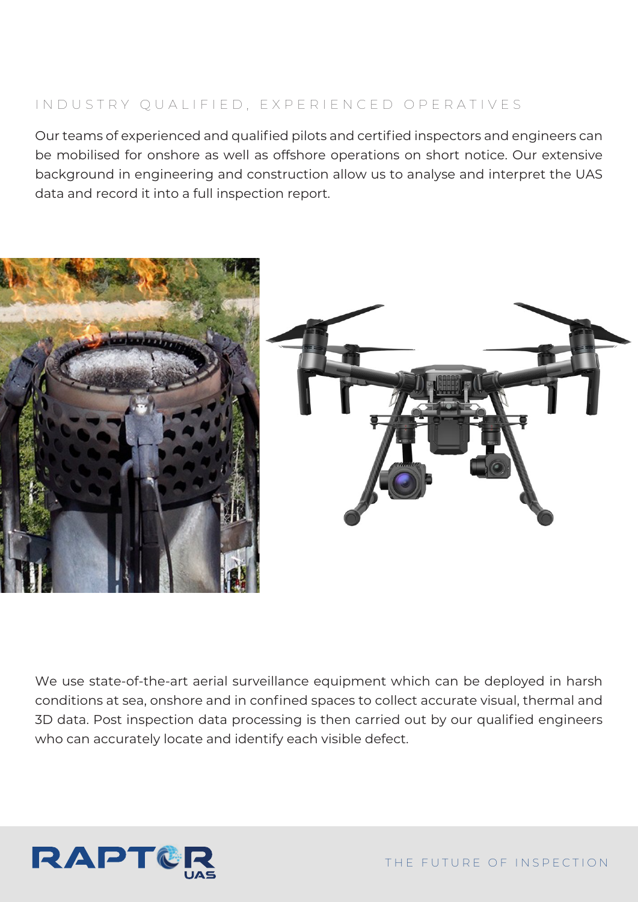## INDUSTRY QUALIFIED, EXPERIENCED OPERATIVES

Our teams of experienced and qualified pilots and certified inspectors and engineers can be mobilised for onshore as well as offshore operations on short notice. Our extensive background in engineering and construction allow us to analyse and interpret the UAS data and record it into a full inspection report.

We use state-of-the-art aerial surveillance equipment which can be deployed in harsh conditions at sea, onshore and in confined spaces to collect accurate visual, thermal and 3D data. Post inspection data processing is then carried out by our qualified engineers who can accurately locate and identify each visible defect.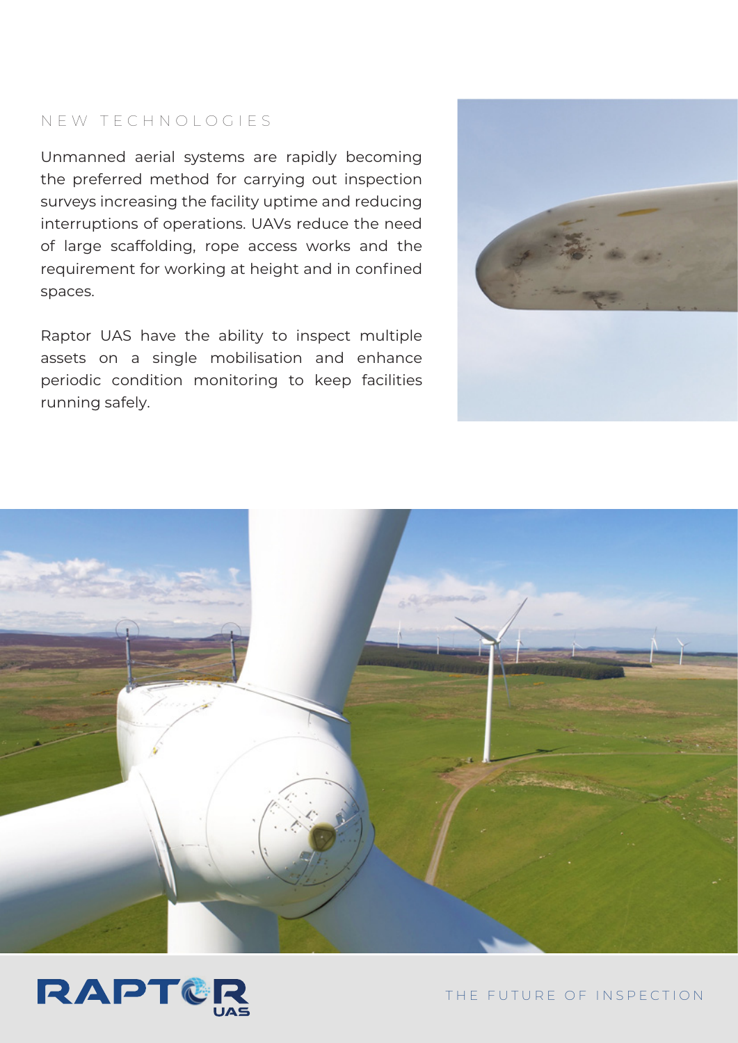## NEW TECHNOLOGIES

Unmanned aerial systems are rapidly becoming the preferred method for carrying out inspection surveys increasing the facility uptime and reducing interruptions of operations. UAVs reduce the need of large scaffolding, rope access works and the requirement for working at height and in confined spaces.

Raptor UAS have the ability to inspect multiple assets on a single mobilisation and enhance periodic condition monitoring to keep facilities running safely.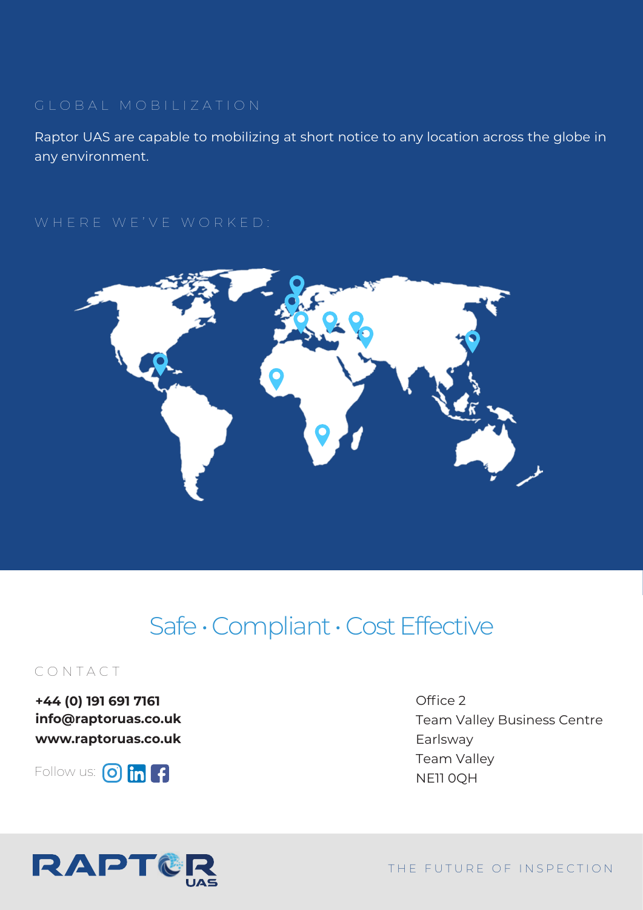## GLOBAL MOBILIZATION

Raptor UAS are capable to mobilizing at short notice to any location across the globe in any environment.

## WHERE WE'VE WORKED:

## Safe · Compliant · Cost Effective

## CONTACT

**+44 (0) 191 691 7161**
**info@raptoruas.co.uk**
**www.raptoruas.co.uk**

Follow us:

Office 2
Team Valley Business Centre
Earlsway
Team Valley
NE11 0QH

RAPTOR UAS

THE FUTURE OF INSPECTION